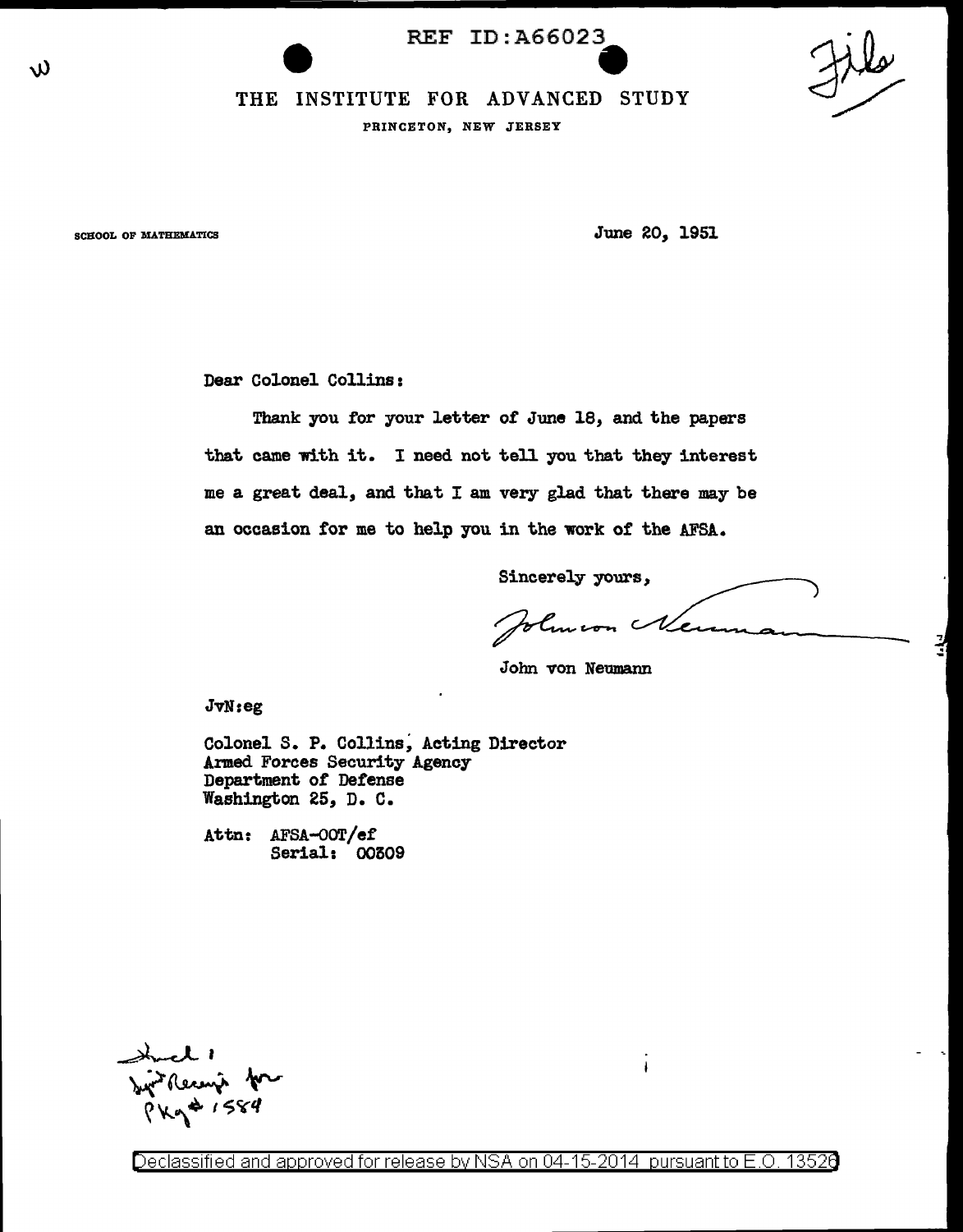REF ID:A66023

THE INSTITUTE FOR ADVANCED STUDY

PRINCETON, NEW JERSEY

SCHOOL OF MATHEMATICS

June 20, 1951

Dear Colonel Collins:

Thank you for your letter of June 18, and the papers that came with it. I need not tell you that they interest me a great deal, and that I am very glad that there may be an occasion for me to help you in the work of the AFSA.

Sincerely yours,

John von Neumann

John von Neumann

JvN:eg

Colonel S. P. Collins, Acting Director
Armed Forces Security Agency
Department of Defense
Washington 25, D. C.

Attn: AFSA-OOT/ef
Serial: 00309

Incl 1
Sign Receipt for
Pkg # 1584

Declassified and approved for release by NSA on 04-15-2014 pursuant to E.O. 13526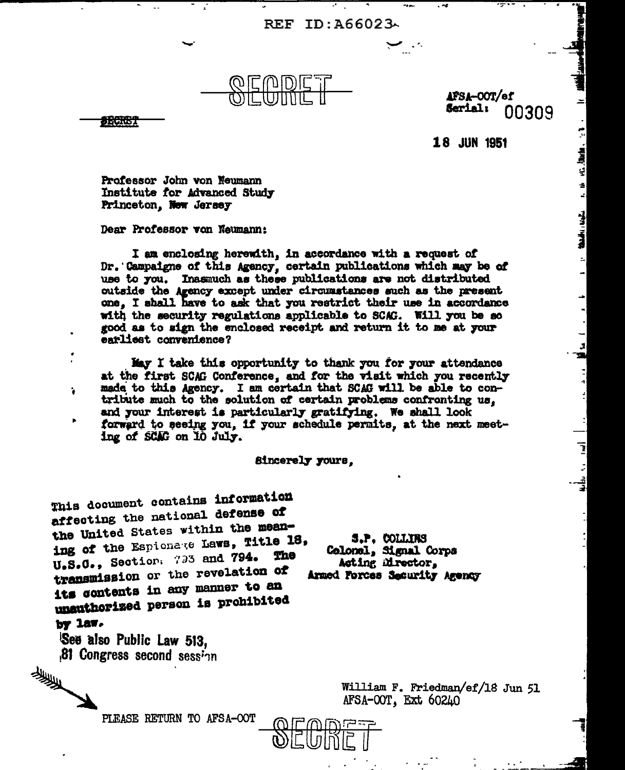REF ID:A66023

SECRET

SECRET

AFSA-OOT/ef
Serial: 00309

18 JUN 1951

Professor John von Neumann
Institute for Advanced Study
Princeton, New Jersey

Dear Professor von Neumann:

I am enclosing herewith, in accordance with a request of Dr. Campaigne of this Agency, certain publications which may be of use to you. Inasmuch as these publications are not distributed outside the Agency except under circumstances such as the present one, I shall have to ask that you restrict their use in accordance with the security regulations applicable to SCAG. Will you be so good as to sign the enclosed receipt and return it to me at your earliest convenience?

May I take this opportunity to thank you for your attendance at the first SCAG Conference, and for the visit which you recently made to this Agency. I am certain that SCAG will be able to contribute much to the solution of certain problems confronting us, and your interest is particularly gratifying. We shall look forward to seeing you, if your schedule permits, at the next meeting of SCAG on 10 July.

Sincerely yours,

S.P. COLLINS
Colonel, Signal Corps
Acting Director,
Armed Forces Security Agency

This document contains information affecting the national defense of the United States within the meaning of the Espionage Laws, Title 18, U.S.C., Sections 793 and 794. The transmission or the revelation of its contents in any manner to an unauthorized person is prohibited by law.

See also Public Law 513, 81 Congress second session

William F. Friedman/ef/18 Jun 51
AFSA-OOT, Ext 60240

PLEASE RETURN TO AFSA-OOT

SECRET